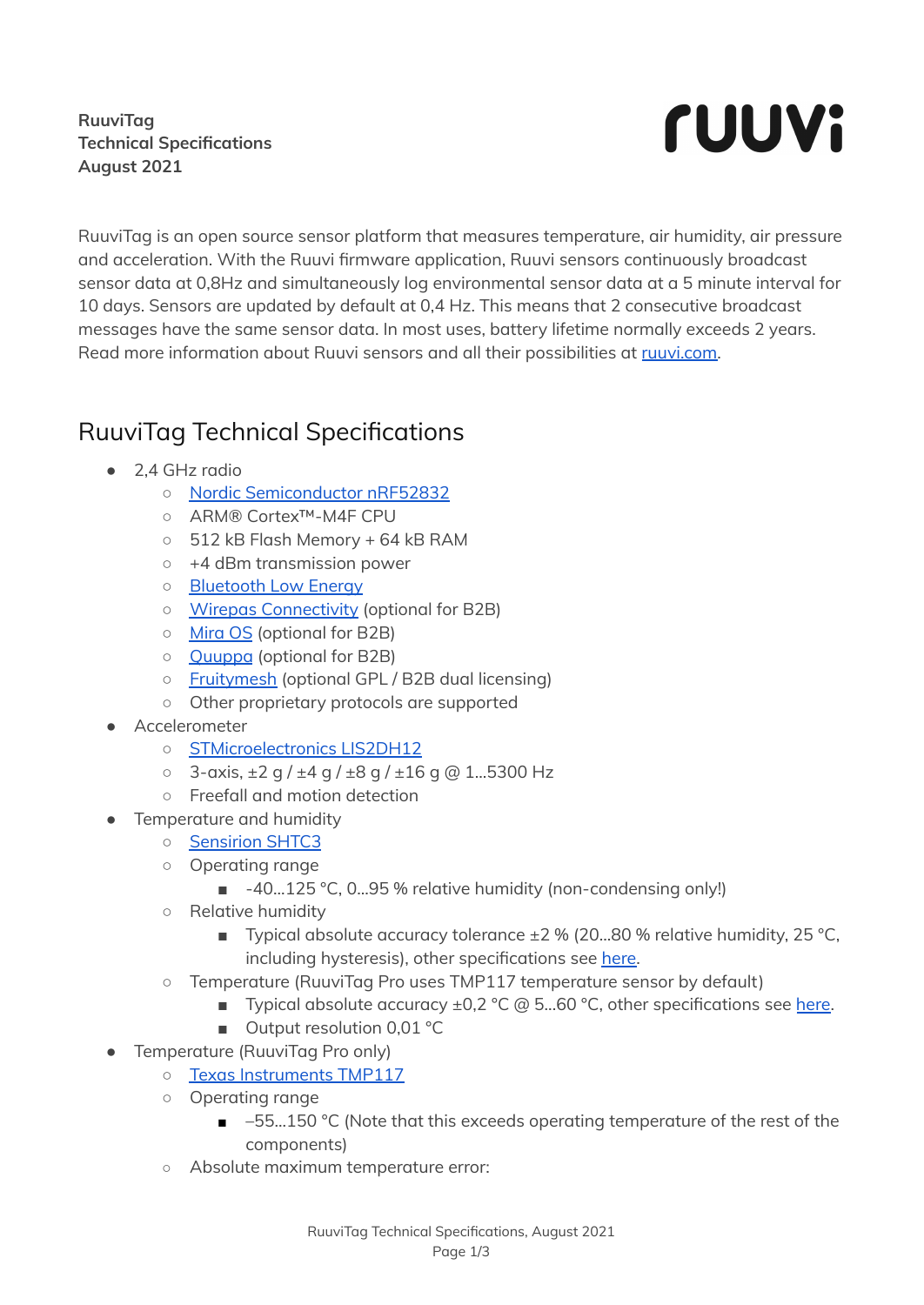**RuuviTag**
**Technical Specifications**
**August 2021**

ruuvi

RuuviTag is an open source sensor platform that measures temperature, air humidity, air pressure and acceleration. With the Ruuvi firmware application, Ruuvi sensors continuously broadcast sensor data at 0,8Hz and simultaneously log environmental sensor data at a 5 minute interval for 10 days. Sensors are updated by default at 0,4 Hz. This means that 2 consecutive broadcast messages have the same sensor data. In most uses, battery lifetime normally exceeds 2 years. Read more information about Ruuvi sensors and all their possibilities at [ruuvi.com](https://ruuvi.com).

# RuuviTag Technical Specifications

- 2,4 GHz radio
  - [Nordic Semiconductor nRF52832]()
  - ARM® Cortex™-M4F CPU
  - 512 kB Flash Memory + 64 kB RAM
  - +4 dBm transmission power
  - [Bluetooth Low Energy]()
  - [Wirepas Connectivity]() (optional for B2B)
  - [Mira OS]() (optional for B2B)
  - [Quuppa]() (optional for B2B)
  - [Fruitymesh]() (optional GPL / B2B dual licensing)
  - Other proprietary protocols are supported
- Accelerometer
  - [STMicroelectronics LIS2DH12]()
  - 3-axis, ±2 g / ±4 g / ±8 g / ±16 g @ 1…5300 Hz
  - Freefall and motion detection
- Temperature and humidity
  - [Sensirion SHTC3]()
  - Operating range
    - -40…125 °C, 0…95 % relative humidity (non-condensing only!)
  - Relative humidity
    - Typical absolute accuracy tolerance ±2 % (20…80 % relative humidity, 25 °C, including hysteresis), other specifications see [here]().
  - Temperature (RuuviTag Pro uses TMP117 temperature sensor by default)
    - Typical absolute accuracy ±0,2 °C @ 5…60 °C, other specifications see [here]().
    - Output resolution 0,01 °C
- Temperature (RuuviTag Pro only)
  - [Texas Instruments TMP117]()
  - Operating range
    - –55…150 °C (Note that this exceeds operating temperature of the rest of the components)
  - Absolute maximum temperature error: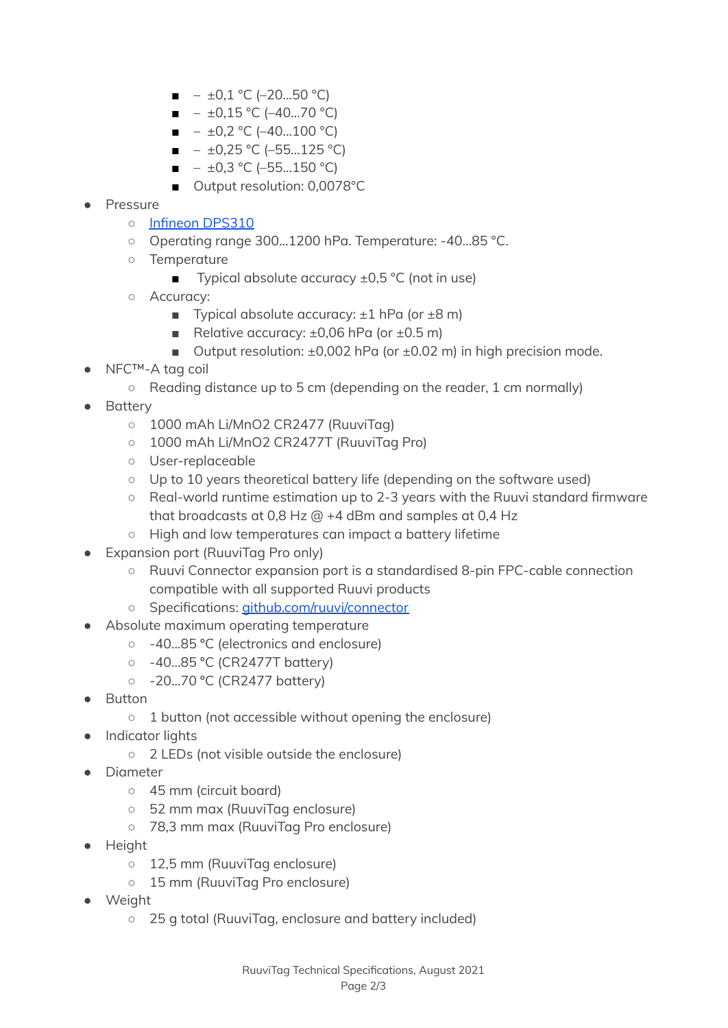- – ±0,1 °C (–20…50 °C)
        - – ±0,15 °C (–40…70 °C)
        - – ±0,2 °C (–40…100 °C)
        - – ±0,25 °C (–55…125 °C)
        - – ±0,3 °C (–55…150 °C)
        - Output resolution: 0,0078°C
- Pressure
    - [Infineon DPS310]
    - Operating range 300…1200 hPa. Temperature: -40…85 °C.
    - Temperature
        - Typical absolute accuracy ±0,5 °C (not in use)
    - Accuracy:
        - Typical absolute accuracy: ±1 hPa (or ±8 m)
        - Relative accuracy: ±0,06 hPa (or ±0.5 m)
        - Output resolution: ±0,002 hPa (or ±0.02 m) in high precision mode.
- NFC™-A tag coil
    - Reading distance up to 5 cm (depending on the reader, 1 cm normally)
- Battery
    - 1000 mAh Li/MnO2 CR2477 (RuuviTag)
    - 1000 mAh Li/MnO2 CR2477T (RuuviTag Pro)
    - User-replaceable
    - Up to 10 years theoretical battery life (depending on the software used)
    - Real-world runtime estimation up to 2-3 years with the Ruuvi standard firmware that broadcasts at 0,8 Hz @ +4 dBm and samples at 0,4 Hz
    - High and low temperatures can impact a battery lifetime
- Expansion port (RuuviTag Pro only)
    - Ruuvi Connector expansion port is a standardised 8-pin FPC-cable connection compatible with all supported Ruuvi products
    - Specifications: github.com/ruuvi/connector
- Absolute maximum operating temperature
    - -40…85 °C (electronics and enclosure)
    - -40…85 °C (CR2477T battery)
    - -20…70 °C (CR2477 battery)
- Button
    - 1 button (not accessible without opening the enclosure)
- Indicator lights
    - 2 LEDs (not visible outside the enclosure)
- Diameter
    - 45 mm (circuit board)
    - 52 mm max (RuuviTag enclosure)
    - 78,3 mm max (RuuviTag Pro enclosure)
- Height
    - 12,5 mm (RuuviTag enclosure)
    - 15 mm (RuuviTag Pro enclosure)
- Weight
    - 25 g total (RuuviTag, enclosure and battery included)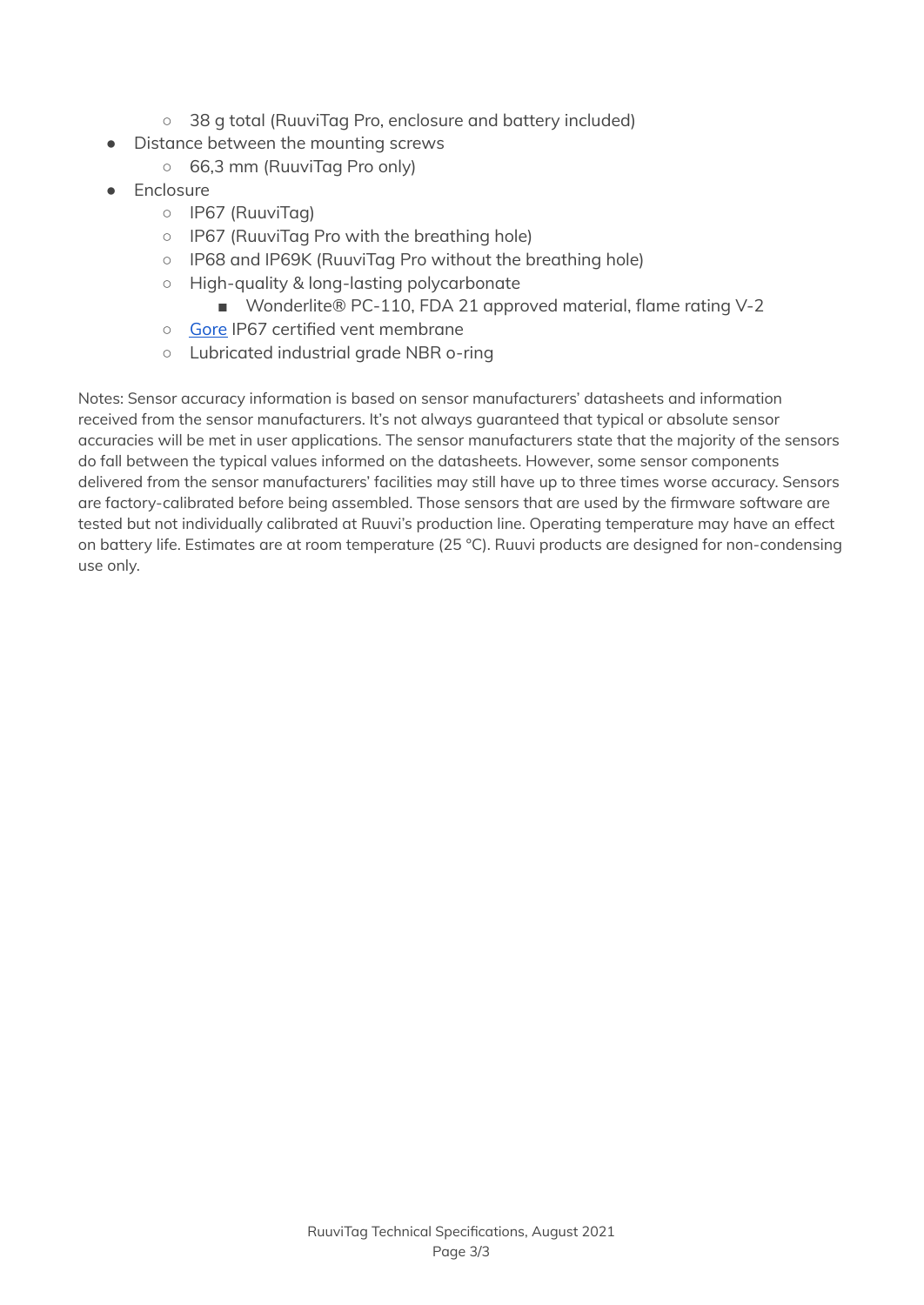- 38 g total (RuuviTag Pro, enclosure and battery included)
- Distance between the mounting screws
    - 66,3 mm (RuuviTag Pro only)
- Enclosure
    - IP67 (RuuviTag)
    - IP67 (RuuviTag Pro with the breathing hole)
    - IP68 and IP69K (RuuviTag Pro without the breathing hole)
    - High-quality & long-lasting polycarbonate
        - Wonderlite® PC-110, FDA 21 approved material, flame rating V-2
    - Gore IP67 certified vent membrane
    - Lubricated industrial grade NBR o-ring

Notes: Sensor accuracy information is based on sensor manufacturers' datasheets and information received from the sensor manufacturers. It's not always guaranteed that typical or absolute sensor accuracies will be met in user applications. The sensor manufacturers state that the majority of the sensors do fall between the typical values informed on the datasheets. However, some sensor components delivered from the sensor manufacturers' facilities may still have up to three times worse accuracy. Sensors are factory-calibrated before being assembled. Those sensors that are used by the firmware software are tested but not individually calibrated at Ruuvi's production line. Operating temperature may have an effect on battery life. Estimates are at room temperature (25 °C). Ruuvi products are designed for non-condensing use only.